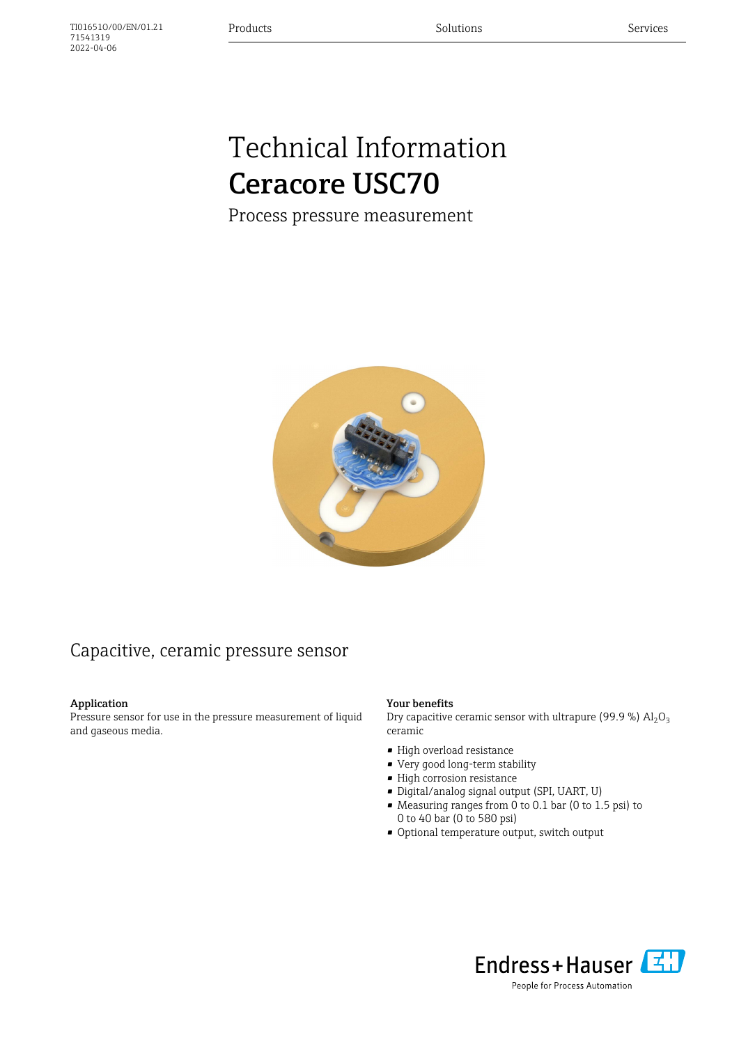TI01651O/00/EN/01.21
71541319
2022-04-06

Products | Solutions | Services

# Technical Information
# Ceracore USC70

Process pressure measurement

## Capacitive, ceramic pressure sensor

### Application

Pressure sensor for use in the pressure measurement of liquid and gaseous media.

### Your benefits

Dry capacitive ceramic sensor with ultrapure (99.9 %) $Al_2O_3$ ceramic

- High overload resistance
- Very good long-term stability
- High corrosion resistance
- Digital/analog signal output (SPI, UART, U)
- Measuring ranges from 0 to 0.1 bar (0 to 1.5 psi) to 0 to 40 bar (0 to 580 psi)
- Optional temperature output, switch output

Endress+Hauser
People for Process Automation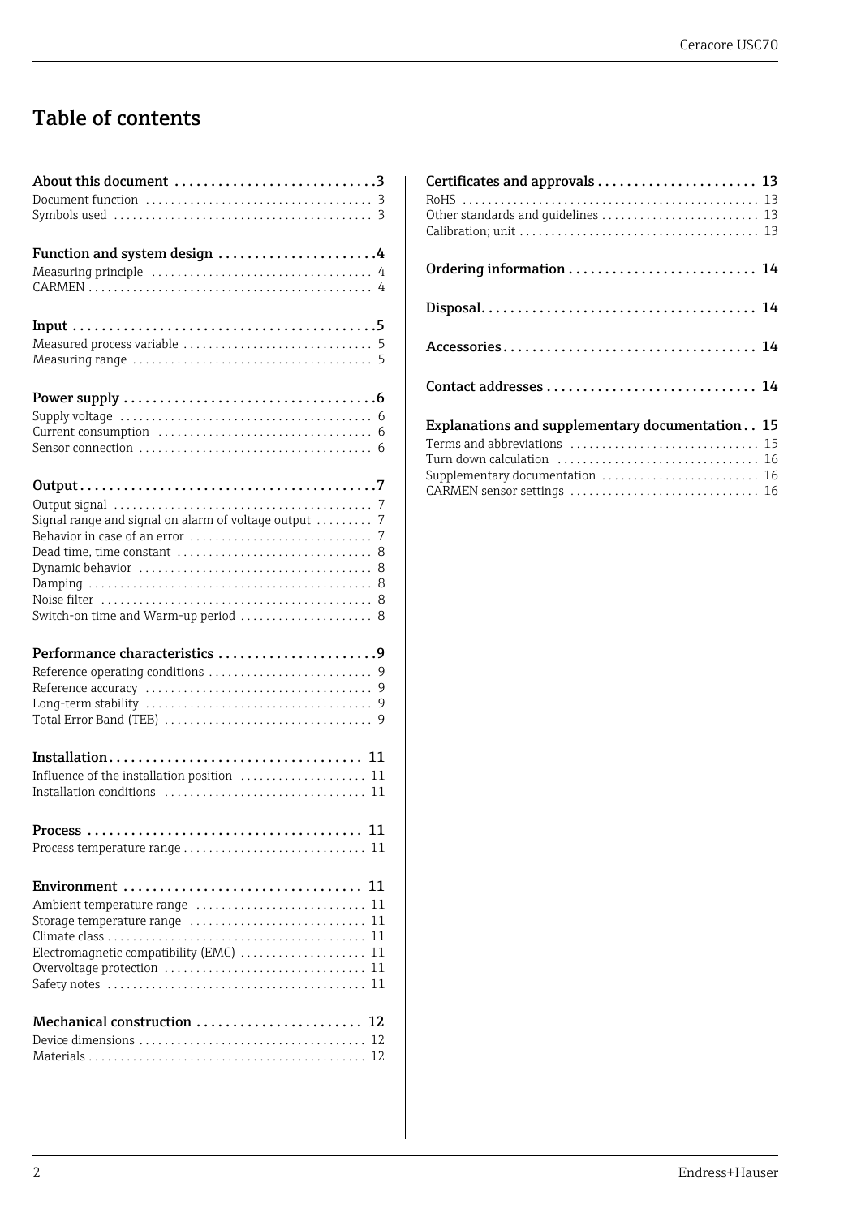# Table of contents

**About this document** ... 3
- Document function ... 3
- Symbols used ... 3

**Function and system design** ... 4
- Measuring principle ... 4
- CARMEN ... 4

**Input** ... 5
- Measured process variable ... 5
- Measuring range ... 5

**Power supply** ... 6
- Supply voltage ... 6
- Current consumption ... 6
- Sensor connection ... 6

**Output** ... 7
- Output signal ... 7
- Signal range and signal on alarm of voltage output ... 7
- Behavior in case of an error ... 7
- Dead time, time constant ... 8
- Dynamic behavior ... 8
- Damping ... 8
- Noise filter ... 8
- Switch-on time and Warm-up period ... 8

**Performance characteristics** ... 9
- Reference operating conditions ... 9
- Reference accuracy ... 9
- Long-term stability ... 9
- Total Error Band (TEB) ... 9

**Installation** ... 11
- Influence of the installation position ... 11
- Installation conditions ... 11

**Process** ... 11
- Process temperature range ... 11

**Environment** ... 11
- Ambient temperature range ... 11
- Storage temperature range ... 11
- Climate class ... 11
- Electromagnetic compatibility (EMC) ... 11
- Overvoltage protection ... 11
- Safety notes ... 11

**Mechanical construction** ... 12
- Device dimensions ... 12
- Materials ... 12

**Certificates and approvals** ... 13
- RoHS ... 13
- Other standards and guidelines ... 13
- Calibration; unit ... 13

**Ordering information** ... 14

**Disposal** ... 14

**Accessories** ... 14

**Contact addresses** ... 14

**Explanations and supplementary documentation** ... 15
- Terms and abbreviations ... 15
- Turn down calculation ... 16
- Supplementary documentation ... 16
- CARMEN sensor settings ... 16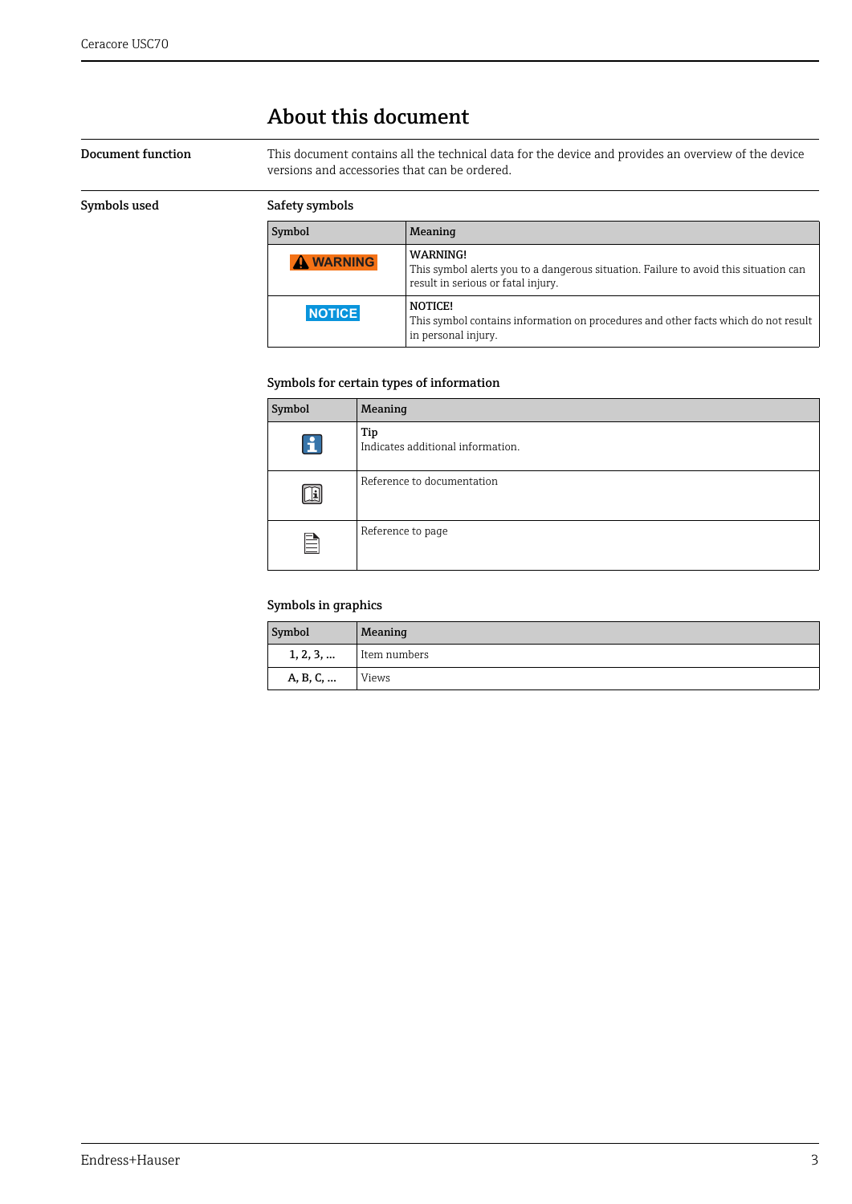# About this document

**Document function**

This document contains all the technical data for the device and provides an overview of the device versions and accessories that can be ordered.

**Symbols used**

### Safety symbols

| Symbol | Meaning |
| --- | --- |
| ⚠ WARNING | WARNING!<br>This symbol alerts you to a dangerous situation. Failure to avoid this situation can result in serious or fatal injury. |
| NOTICE | NOTICE!<br>This symbol contains information on procedures and other facts which do not result in personal injury. |

### Symbols for certain types of information

| Symbol | Meaning |
| --- | --- |
| ℹ | Tip<br>Indicates additional information. |
| 📖 | Reference to documentation |
| 📄 | Reference to page |

### Symbols in graphics

| Symbol | Meaning |
| --- | --- |
| 1, 2, 3, ... | Item numbers |
| A, B, C, ... | Views |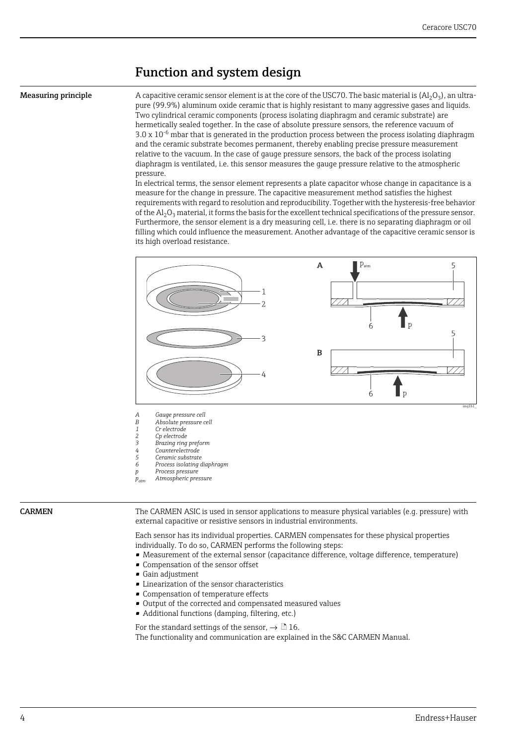# Function and system design

**Measuring principle**

A capacitive ceramic sensor element is at the core of the USC70. The basic material is ($Al_2O_3$), an ultra-pure (99.9%) aluminum oxide ceramic that is highly resistant to many aggressive gases and liquids. Two cylindrical ceramic components (process isolating diaphragm and ceramic substrate) are hermetically sealed together. In the case of absolute pressure sensors, the reference vacuum of $3.0 \times 10^{-6}$ mbar that is generated in the production process between the process isolating diaphragm and the ceramic substrate becomes permanent, thereby enabling precise pressure measurement relative to the vacuum. In the case of gauge pressure sensors, the back of the process isolating diaphragm is ventilated, i.e. this sensor measures the gauge pressure relative to the atmospheric pressure.
In electrical terms, the sensor element represents a plate capacitor whose change in capacitance is a measure for the change in pressure. The capacitive measurement method satisfies the highest requirements with regard to resolution and reproducibility. Together with the hysteresis-free behavior of the $Al_2O_3$ material, it forms the basis for the excellent technical specifications of the pressure sensor. Furthermore, the sensor element is a dry measuring cell, i.e. there is no separating diaphragm or oil filling which could influence the measurement. Another advantage of the capacitive ceramic sensor is its high overload resistance.

*A Gauge pressure cell*
*B Absolute pressure cell*
*1 Cr electrode*
*2 Cp electrode*
*3 Brazing ring preform*
*4 Counterelectrode*
*5 Ceramic substrate*
*6 Process isolating diaphragm*
*p Process pressure*
*$p_{atm}$ Atmospheric pressure*

**CARMEN**

The CARMEN ASIC is used in sensor applications to measure physical variables (e.g. pressure) with external capacitive or resistive sensors in industrial environments.

Each sensor has its individual properties. CARMEN compensates for these physical properties individually. To do so, CARMEN performs the following steps:

- Measurement of the external sensor (capacitance difference, voltage difference, temperature)
- Compensation of the sensor offset
- Gain adjustment
- Linearization of the sensor characteristics
- Compensation of temperature effects
- Output of the corrected and compensated measured values
- Additional functions (damping, filtering, etc.)

For the standard settings of the sensor, → 16.
The functionality and communication are explained in the S&C CARMEN Manual.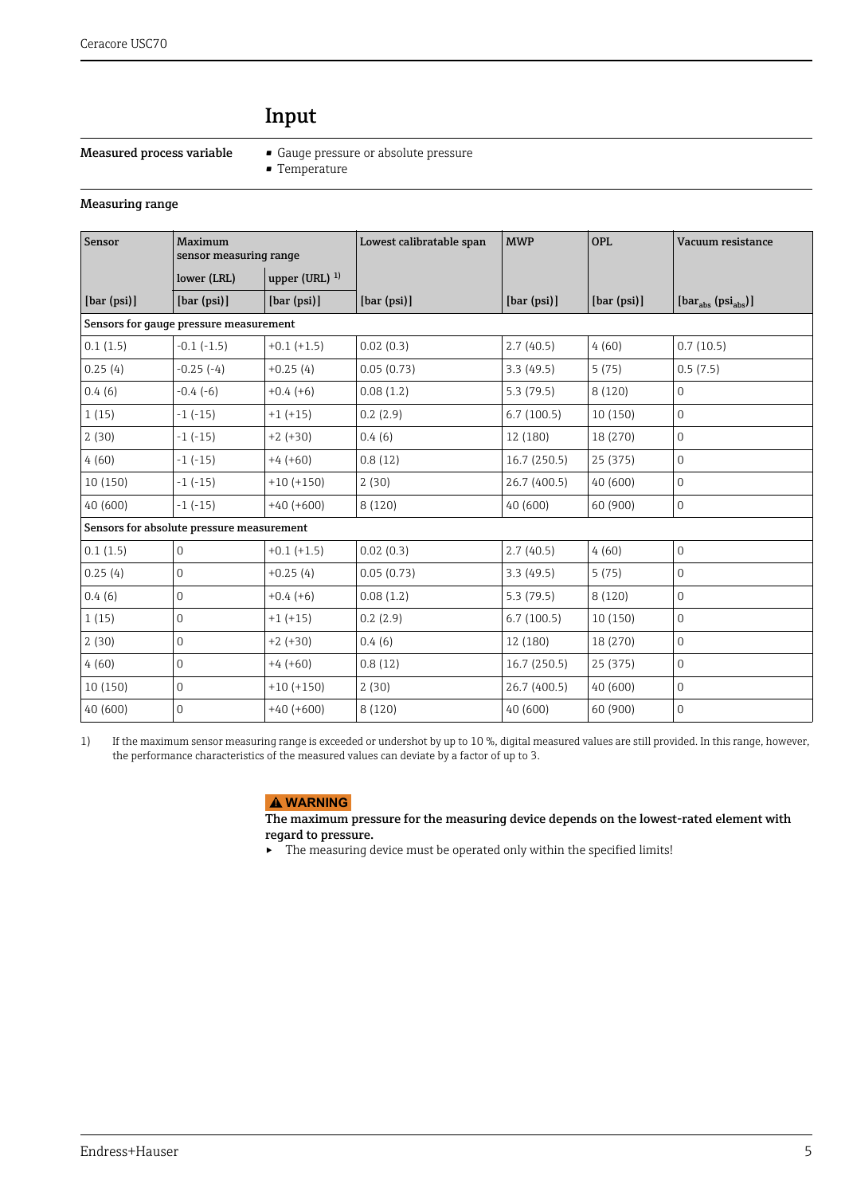# Input

**Measured process variable**

- Gauge pressure or absolute pressure
- Temperature

**Measuring range**

| Sensor | Maximum sensor measuring range | | Lowest calibratable span | MWP | OPL | Vacuum resistance |
|---|---|---|---|---|---|---|
| | lower (LRL) | upper (URL) [1] | | | | |
| [bar (psi)] | [bar (psi)] | [bar (psi)] | [bar (psi)] | [bar (psi)] | [bar (psi)] | [$bar_{abs}$ ($psi_{abs}$)] |
| **Sensors for gauge pressure measurement** | | | | | | |
| 0.1 (1.5) | -0.1 (-1.5) | +0.1 (+1.5) | 0.02 (0.3) | 2.7 (40.5) | 4 (60) | 0.7 (10.5) |
| 0.25 (4) | -0.25 (-4) | +0.25 (4) | 0.05 (0.73) | 3.3 (49.5) | 5 (75) | 0.5 (7.5) |
| 0.4 (6) | -0.4 (-6) | +0.4 (+6) | 0.08 (1.2) | 5.3 (79.5) | 8 (120) | 0 |
| 1 (15) | -1 (-15) | +1 (+15) | 0.2 (2.9) | 6.7 (100.5) | 10 (150) | 0 |
| 2 (30) | -1 (-15) | +2 (+30) | 0.4 (6) | 12 (180) | 18 (270) | 0 |
| 4 (60) | -1 (-15) | +4 (+60) | 0.8 (12) | 16.7 (250.5) | 25 (375) | 0 |
| 10 (150) | -1 (-15) | +10 (+150) | 2 (30) | 26.7 (400.5) | 40 (600) | 0 |
| 40 (600) | -1 (-15) | +40 (+600) | 8 (120) | 40 (600) | 60 (900) | 0 |
| **Sensors for absolute pressure measurement** | | | | | | |
| 0.1 (1.5) | 0 | +0.1 (+1.5) | 0.02 (0.3) | 2.7 (40.5) | 4 (60) | 0 |
| 0.25 (4) | 0 | +0.25 (4) | 0.05 (0.73) | 3.3 (49.5) | 5 (75) | 0 |
| 0.4 (6) | 0 | +0.4 (+6) | 0.08 (1.2) | 5.3 (79.5) | 8 (120) | 0 |
| 1 (15) | 0 | +1 (+15) | 0.2 (2.9) | 6.7 (100.5) | 10 (150) | 0 |
| 2 (30) | 0 | +2 (+30) | 0.4 (6) | 12 (180) | 18 (270) | 0 |
| 4 (60) | 0 | +4 (+60) | 0.8 (12) | 16.7 (250.5) | 25 (375) | 0 |
| 10 (150) | 0 | +10 (+150) | 2 (30) | 26.7 (400.5) | 40 (600) | 0 |
| 40 (600) | 0 | +40 (+600) | 8 (120) | 40 (600) | 60 (900) | 0 |

1) If the maximum sensor measuring range is exceeded or undershot by up to 10 %, digital measured values are still provided. In this range, however, the performance characteristics of the measured values can deviate by a factor of up to 3.

**⚠ WARNING**

**The maximum pressure for the measuring device depends on the lowest-rated element with regard to pressure.**

- The measuring device must be operated only within the specified limits!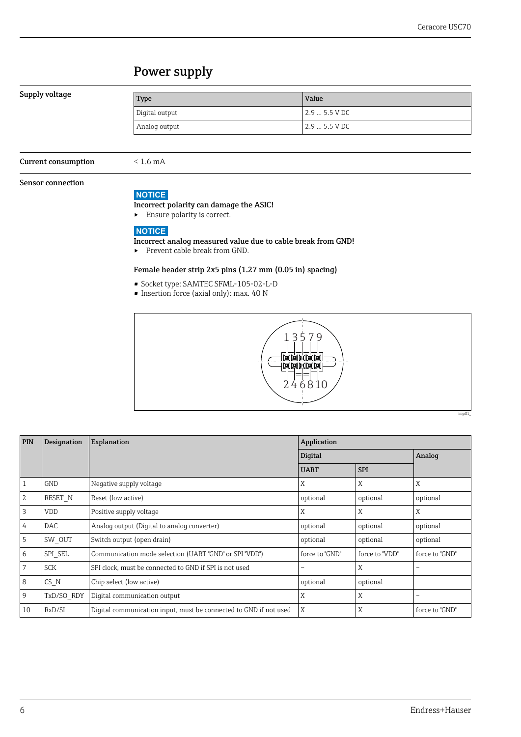## Power supply

**Supply voltage**

| Type | Value |
|---|---|
| Digital output | 2.9 ... 5.5 V DC |
| Analog output | 2.9 ... 5.5 V DC |

**Current consumption**

< 1.6 mA

**Sensor connection**

**NOTICE**

**Incorrect polarity can damage the ASIC!**

- Ensure polarity is correct.

**NOTICE**

**Incorrect analog measured value due to cable break from GND!**

- Prevent cable break from GND.

**Female header strip 2x5 pins (1.27 mm (0.05 in) spacing)**

- Socket type: SAMTEC SFML-105-02-L-D
- Insertion force (axial only): max. 40 N

| PIN | Designation | Explanation | Application | | |
|---|---|---|---|---|---|
| | | | Digital | | Analog |
| | | | UART | SPI | |
| 1 | GND | Negative supply voltage | X | X | X |
| 2 | RESET_N | Reset (low active) | optional | optional | optional |
| 3 | VDD | Positive supply voltage | X | X | X |
| 4 | DAC | Analog output (Digital to analog converter) | optional | optional | optional |
| 5 | SW_OUT | Switch output (open drain) | optional | optional | optional |
| 6 | SPI_SEL | Communication mode selection (UART "GND" or SPI "VDD") | force to "GND" | force to "VDD" | force to "GND" |
| 7 | SCK | SPI clock, must be connected to GND if SPI is not used | – | X | – |
| 8 | CS_N | Chip select (low active) | optional | optional | – |
| 9 | TxD/SO_RDY | Digital communication output | X | X | – |
| 10 | RxD/SI | Digital communication input, must be connected to GND if not used | X | X | force to "GND" |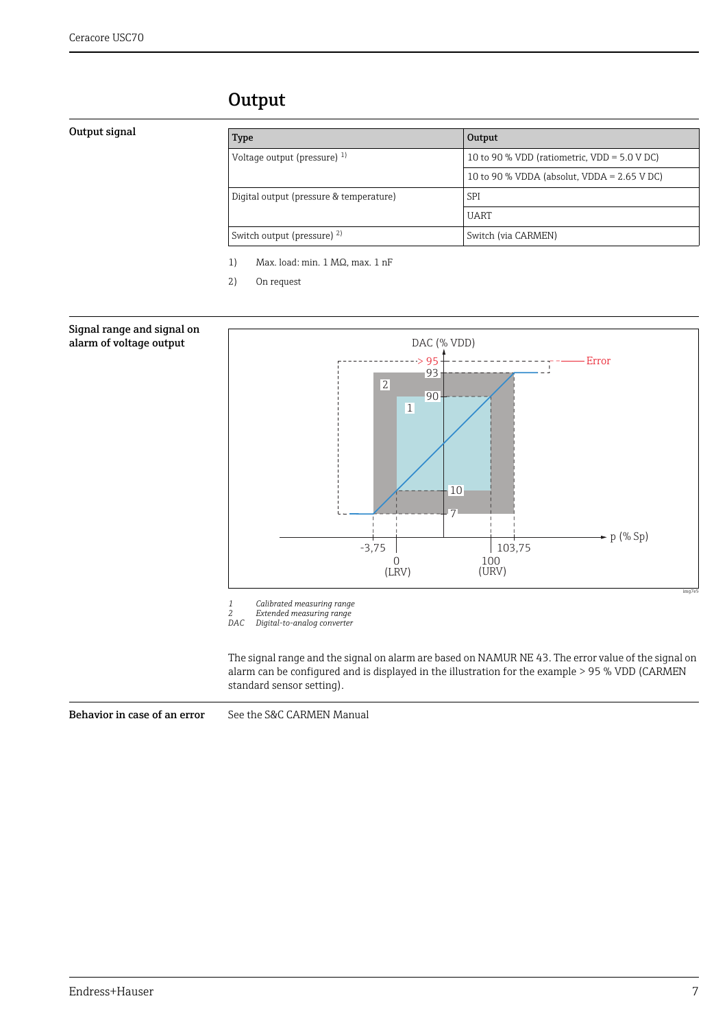## Output

### Output signal

| Type | Output |
|---|---|
| Voltage output (pressure) [1] | 10 to 90 % VDD (ratiometric, VDD = 5.0 V DC) |
| | 10 to 90 % VDDA (absolut, VDDA = 2.65 V DC) |
| Digital output (pressure & temperature) | SPI |
| | UART |
| Switch output (pressure) [2] | Switch (via CARMEN) |

1) Max. load: min. 1 MΩ, max. 1 nF

2) On request

### Signal range and signal on alarm of voltage output

*1* *Calibrated measuring range*
*2* *Extended measuring range*
*DAC* *Digital-to-analog converter*

The signal range and the signal on alarm are based on NAMUR NE 43. The error value of the signal on alarm can be configured and is displayed in the illustration for the example > 95 % VDD (CARMEN standard sensor setting).

### Behavior in case of an error

See the S&C CARMEN Manual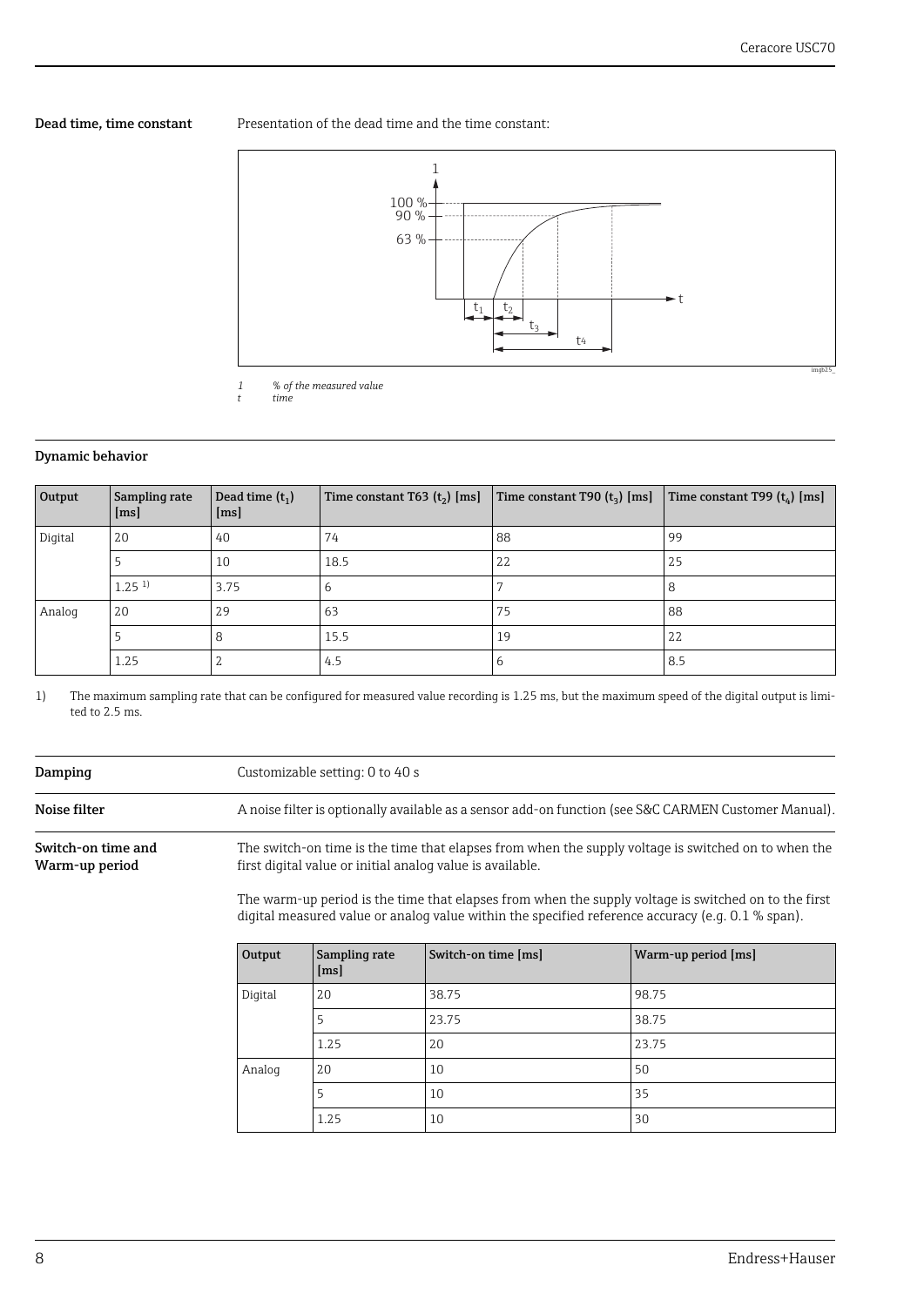## Dead time, time constant

Presentation of the dead time and the time constant:

*1 % of the measured value*
*t time*

## Dynamic behavior

| Output | Sampling rate [ms] | Dead time ($t_1$) [ms] | Time constant T63 ($t_2$) [ms] | Time constant T90 ($t_3$) [ms] | Time constant T99 ($t_4$) [ms] |
|---|---|---|---|---|---|
| Digital | 20 | 40 | 74 | 88 | 99 |
| | 5 | 10 | 18.5 | 22 | 25 |
| | 1.25 [1)] | 3.75 | 6 | 7 | 8 |
| Analog | 20 | 29 | 63 | 75 | 88 |
| | 5 | 8 | 15.5 | 19 | 22 |
| | 1.25 | 2 | 4.5 | 6 | 8.5 |

1) The maximum sampling rate that can be configured for measured value recording is 1.25 ms, but the maximum speed of the digital output is limited to 2.5 ms.

## Damping

Customizable setting: 0 to 40 s

## Noise filter

A noise filter is optionally available as a sensor add-on function (see S&C CARMEN Customer Manual).

## Switch-on time and Warm-up period

The switch-on time is the time that elapses from when the supply voltage is switched on to when the first digital value or initial analog value is available.

The warm-up period is the time that elapses from when the supply voltage is switched on to the first digital measured value or analog value within the specified reference accuracy (e.g. 0.1 % span).

| Output | Sampling rate [ms] | Switch-on time [ms] | Warm-up period [ms] |
|---|---|---|---|
| Digital | 20 | 38.75 | 98.75 |
| | 5 | 23.75 | 38.75 |
| | 1.25 | 20 | 23.75 |
| Analog | 20 | 10 | 50 |
| | 5 | 10 | 35 |
| | 1.25 | 10 | 30 |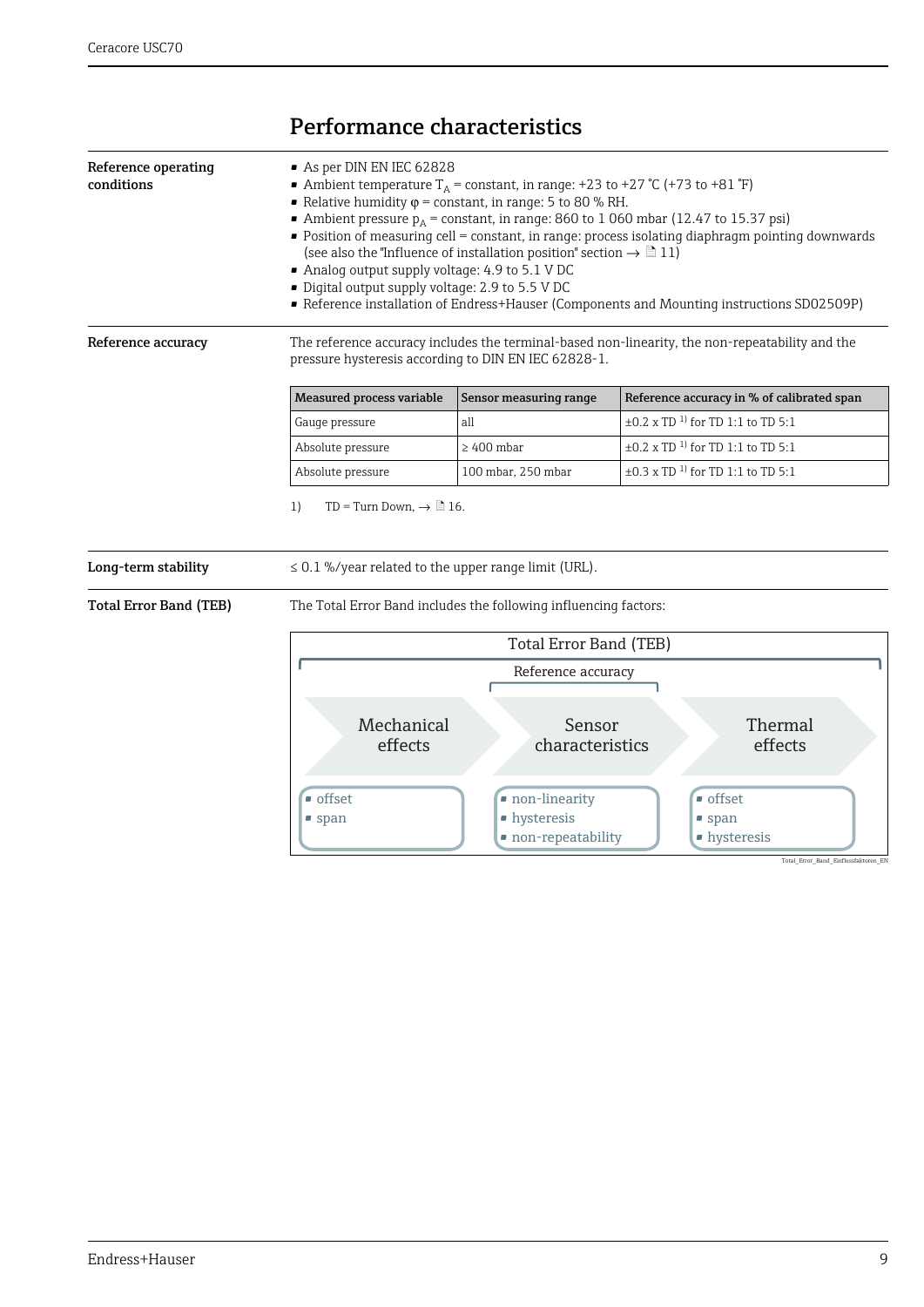# Performance characteristics

**Reference operating conditions**

- As per DIN EN IEC 62828
- Ambient temperature $T_A$ = constant, in range: +23 to +27 °C (+73 to +81 °F)
- Relative humidity φ = constant, in range: 5 to 80 % RH.
- Ambient pressure $p_A$ = constant, in range: 860 to 1 060 mbar (12.47 to 15.37 psi)
- Position of measuring cell = constant, in range: process isolating diaphragm pointing downwards (see also the "Influence of installation position" section → 11)
- Analog output supply voltage: 4.9 to 5.1 V DC
- Digital output supply voltage: 2.9 to 5.5 V DC
- Reference installation of Endress+Hauser (Components and Mounting instructions SD02509P)

**Reference accuracy**

The reference accuracy includes the terminal-based non-linearity, the non-repeatability and the pressure hysteresis according to DIN EN IEC 62828-1.

| Measured process variable | Sensor measuring range | Reference accuracy in % of calibrated span |
| --- | --- | --- |
| Gauge pressure | all | ±0.2 x TD [1] for TD 1:1 to TD 5:1 |
| Absolute pressure | ≥ 400 mbar | ±0.2 x TD [1] for TD 1:1 to TD 5:1 |
| Absolute pressure | 100 mbar, 250 mbar | ±0.3 x TD [1] for TD 1:1 to TD 5:1 |

1) TD = Turn Down, → 16.

**Long-term stability**

≤ 0.1 %/year related to the upper range limit (URL).

**Total Error Band (TEB)**

The Total Error Band includes the following influencing factors:

Total Error Band (TEB)

Reference accuracy

| Mechanical effects | Sensor characteristics | Thermal effects |
| --- | --- | --- |
| - offset<br>- span | - non-linearity<br>- hysteresis<br>- non-repeatability | - offset<br>- span<br>- hysteresis |

Total_Error_Band_Einflussfaktoren_EN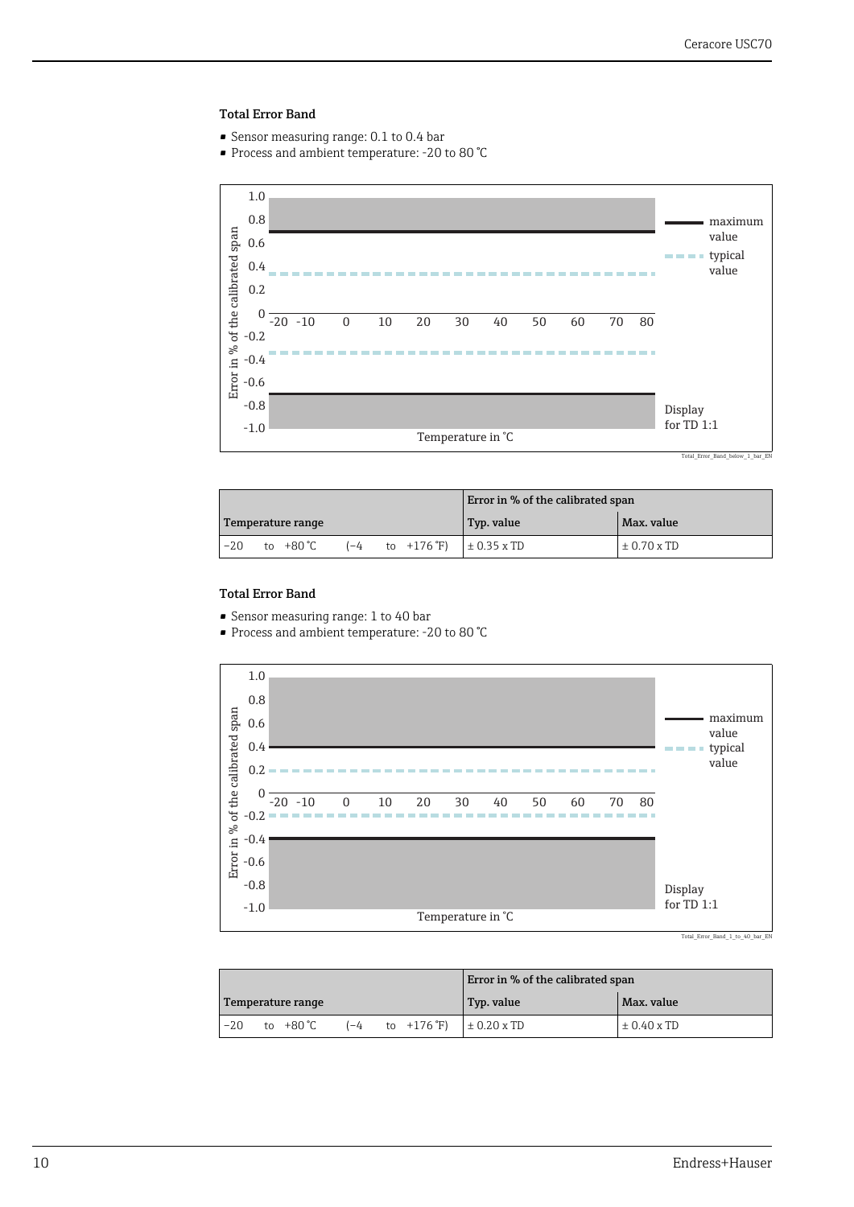### Total Error Band

- Sensor measuring range: 0.1 to 0.4 bar
- Process and ambient temperature: -20 to 80 °C

| Temperature range | | | | | | Error in % of the calibrated span | |
|---|---|---|---|---|---|---|---|
| | | | | | | Typ. value | Max. value |
| −20 | to | +80 °C | (−4 | to | +176 °F) | ± 0.35 x TD | ± 0.70 x TD |

### Total Error Band

- Sensor measuring range: 1 to 40 bar
- Process and ambient temperature: -20 to 80 °C

| Temperature range | | | | | | Error in % of the calibrated span | |
|---|---|---|---|---|---|---|---|
| | | | | | | Typ. value | Max. value |
| −20 | to | +80 °C | (−4 | to | +176 °F) | ± 0.20 x TD | ± 0.40 x TD |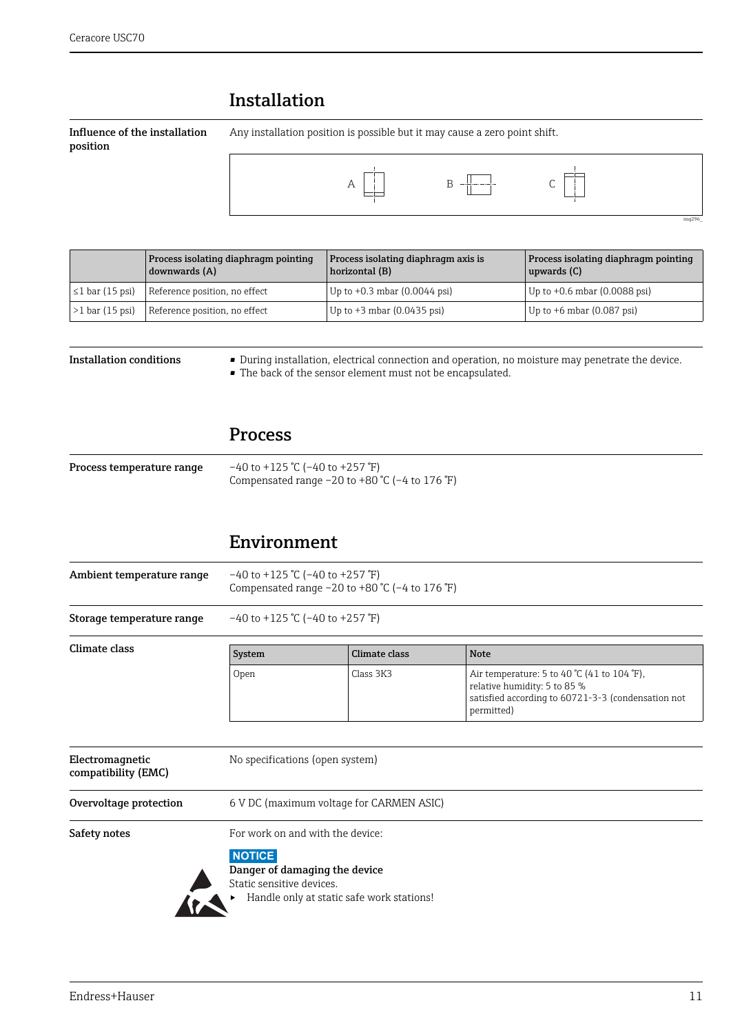# Installation

**Influence of the installation position**

Any installation position is possible but it may cause a zero point shift.

A B C

|  | Process isolating diaphragm pointing downwards (A) | Process isolating diaphragm axis is horizontal (B) | Process isolating diaphragm pointing upwards (C) |
| --- | --- | --- | --- |
| ≤1 bar (15 psi) | Reference position, no effect | Up to +0.3 mbar (0.0044 psi) | Up to +0.6 mbar (0.0088 psi) |
| >1 bar (15 psi) | Reference position, no effect | Up to +3 mbar (0.0435 psi) | Up to +6 mbar (0.087 psi) |

**Installation conditions**

- During installation, electrical connection and operation, no moisture may penetrate the device.
- The back of the sensor element must not be encapsulated.

# Process

**Process temperature range**

−40 to +125 °C (−40 to +257 °F)
Compensated range −20 to +80 °C (−4 to 176 °F)

# Environment

**Ambient temperature range**

−40 to +125 °C (−40 to +257 °F)
Compensated range −20 to +80 °C (−4 to 176 °F)

**Storage temperature range**

−40 to +125 °C (−40 to +257 °F)

**Climate class**

| System | Climate class | Note |
| --- | --- | --- |
| Open | Class 3K3 | Air temperature: 5 to 40 °C (41 to 104 °F), relative humidity: 5 to 85 % satisfied according to 60721-3-3 (condensation not permitted) |

**Electromagnetic compatibility (EMC)**

No specifications (open system)

**Overvoltage protection**

6 V DC (maximum voltage for CARMEN ASIC)

**Safety notes**

For work on and with the device:

**NOTICE**

**Danger of damaging the device**
Static sensitive devices.
- Handle only at static safe work stations!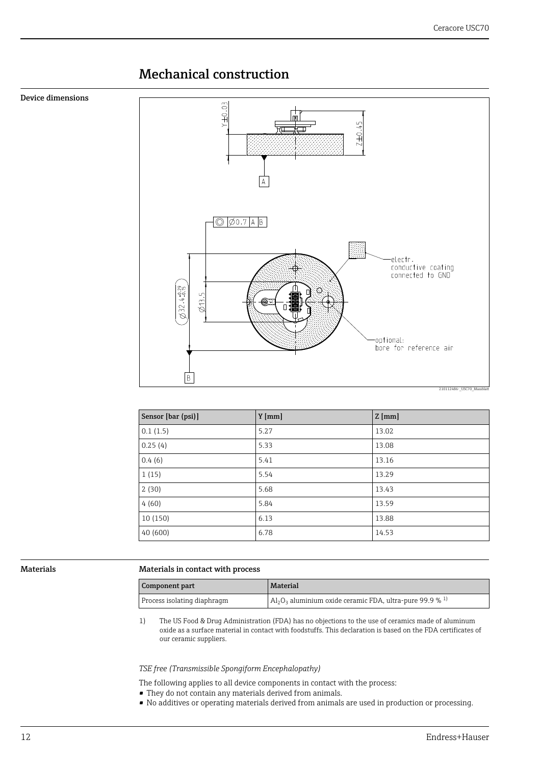# Mechanical construction

**Device dimensions**

| Sensor [bar (psi)] | Y [mm] | Z [mm] |
|---|---|---|
| 0.1 (1.5) | 5.27 | 13.02 |
| 0.25 (4) | 5.33 | 13.08 |
| 0.4 (6) | 5.41 | 13.16 |
| 1 (15) | 5.54 | 13.29 |
| 2 (30) | 5.68 | 13.43 |
| 4 (60) | 5.84 | 13.59 |
| 10 (150) | 6.13 | 13.88 |
| 40 (600) | 6.78 | 14.53 |

**Materials**

**Materials in contact with process**

| Component part | Material |
|---|---|
| Process isolating diaphragm | $Al_2O_3$ aluminium oxide ceramic FDA, ultra-pure 99.9 % [1] |

1) The US Food & Drug Administration (FDA) has no objections to the use of ceramics made of aluminum oxide as a surface material in contact with foodstuffs. This declaration is based on the FDA certificates of our ceramic suppliers.

*TSE free (Transmissible Spongiform Encephalopathy)*

The following applies to all device components in contact with the process:

- They do not contain any materials derived from animals.
- No additives or operating materials derived from animals are used in production or processing.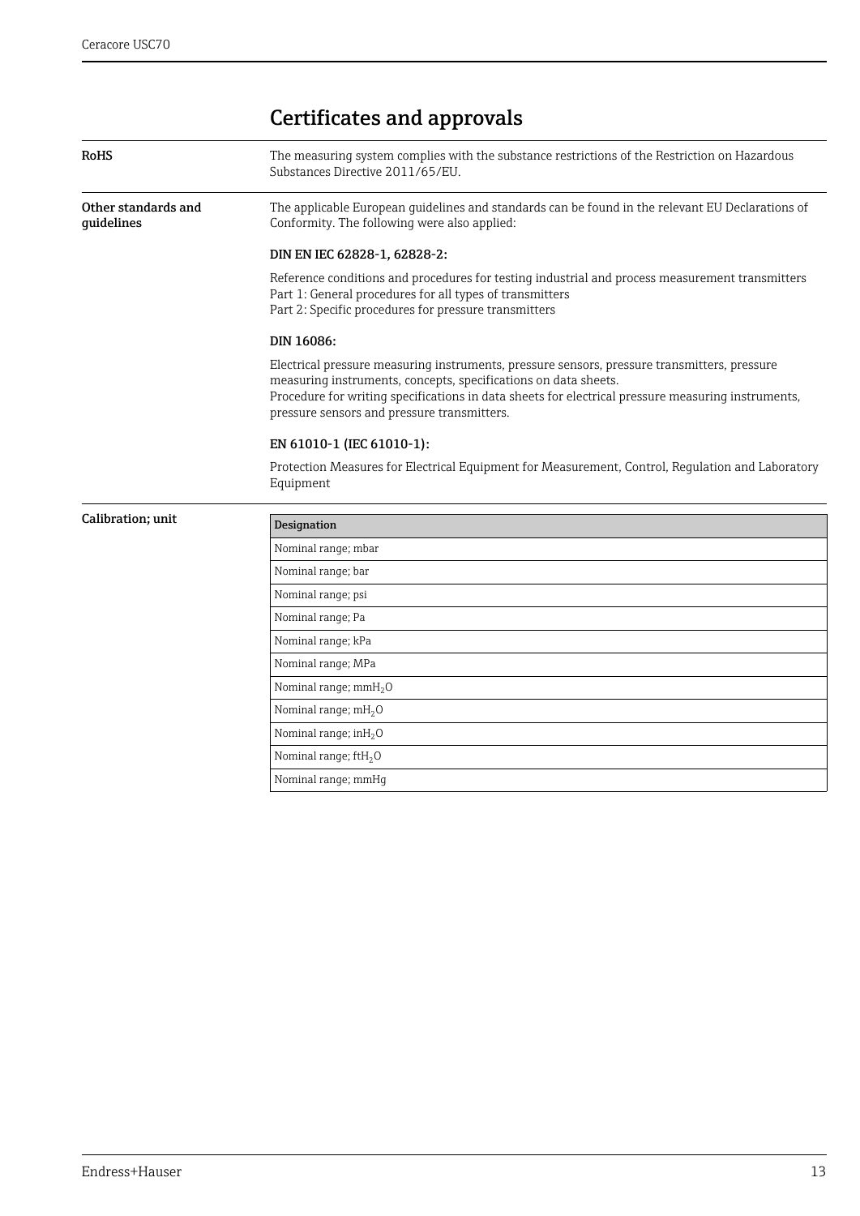# Certificates and approvals

**RoHS**

The measuring system complies with the substance restrictions of the Restriction on Hazardous Substances Directive 2011/65/EU.

**Other standards and guidelines**

The applicable European guidelines and standards can be found in the relevant EU Declarations of Conformity. The following were also applied:

**DIN EN IEC 62828-1, 62828-2:**

Reference conditions and procedures for testing industrial and process measurement transmitters
Part 1: General procedures for all types of transmitters
Part 2: Specific procedures for pressure transmitters

**DIN 16086:**

Electrical pressure measuring instruments, pressure sensors, pressure transmitters, pressure measuring instruments, concepts, specifications on data sheets.
Procedure for writing specifications in data sheets for electrical pressure measuring instruments, pressure sensors and pressure transmitters.

**EN 61010-1 (IEC 61010-1):**

Protection Measures for Electrical Equipment for Measurement, Control, Regulation and Laboratory Equipment

**Calibration; unit**

| Designation |
|---|
| Nominal range; mbar |
| Nominal range; bar |
| Nominal range; psi |
| Nominal range; Pa |
| Nominal range; kPa |
| Nominal range; MPa |
| Nominal range; $mmH_2O$ |
| Nominal range; $mH_2O$ |
| Nominal range; $inH_2O$ |
| Nominal range; $ftH_2O$ |
| Nominal range; mmHg |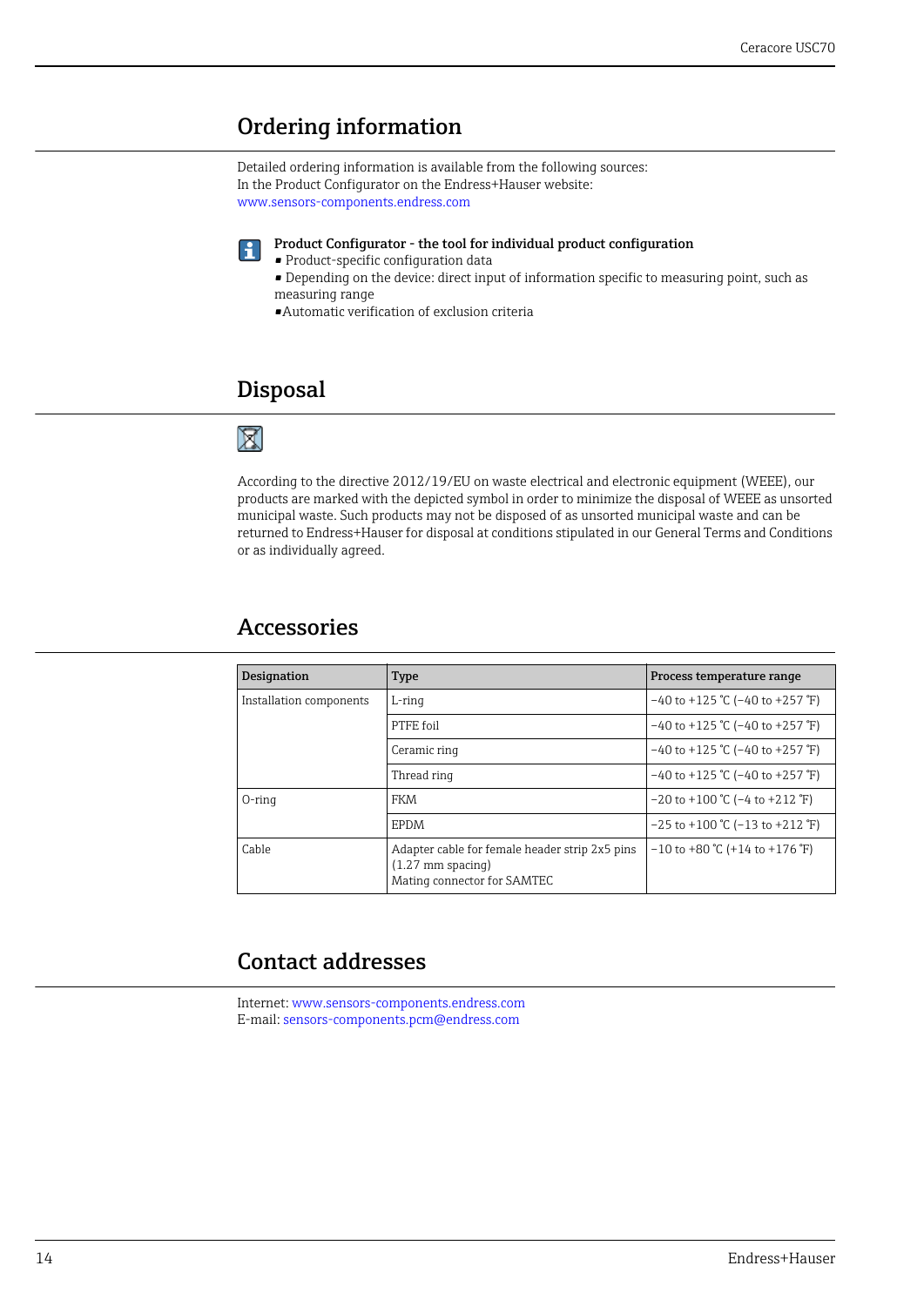## Ordering information

Detailed ordering information is available from the following sources:
In the Product Configurator on the Endress+Hauser website:
www.sensors-components.endress.com

**Product Configurator - the tool for individual product configuration**
- Product-specific configuration data
- Depending on the device: direct input of information specific to measuring point, such as measuring range
- Automatic verification of exclusion criteria

## Disposal

According to the directive 2012/19/EU on waste electrical and electronic equipment (WEEE), our products are marked with the depicted symbol in order to minimize the disposal of WEEE as unsorted municipal waste. Such products may not be disposed of as unsorted municipal waste and can be returned to Endress+Hauser for disposal at conditions stipulated in our General Terms and Conditions or as individually agreed.

## Accessories

| Designation | Type | Process temperature range |
|---|---|---|
| Installation components | L-ring | −40 to +125 °C (−40 to +257 °F) |
| | PTFE foil | −40 to +125 °C (−40 to +257 °F) |
| | Ceramic ring | −40 to +125 °C (−40 to +257 °F) |
| | Thread ring | −40 to +125 °C (−40 to +257 °F) |
| O-ring | FKM | −20 to +100 °C (−4 to +212 °F) |
| | EPDM | −25 to +100 °C (−13 to +212 °F) |
| Cable | Adapter cable for female header strip 2x5 pins (1.27 mm spacing)<br>Mating connector for SAMTEC | −10 to +80 °C (+14 to +176 °F) |

## Contact addresses

Internet: www.sensors-components.endress.com
E-mail: sensors-components.pcm@endress.com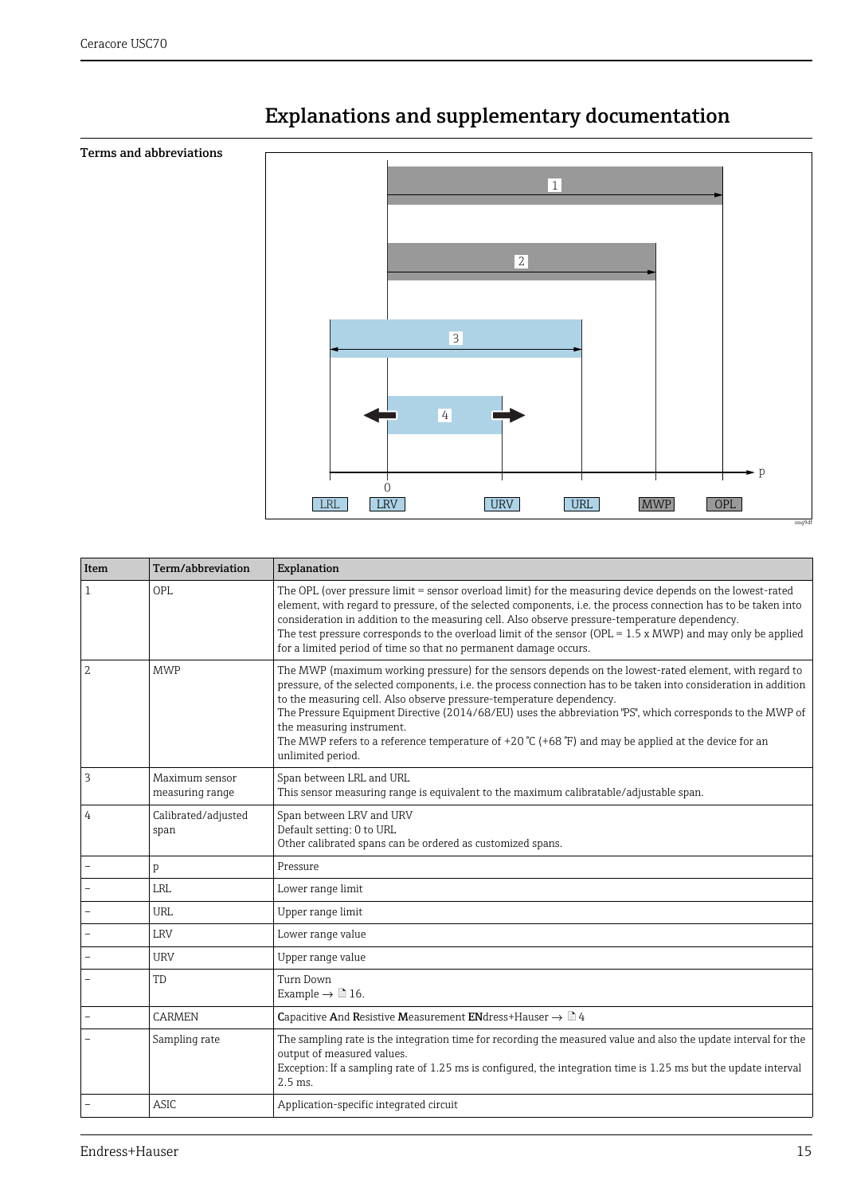# Explanations and supplementary documentation

## Terms and abbreviations

| Item | Term/abbreviation | Explanation |
|---|---|---|
| 1 | OPL | The OPL (over pressure limit = sensor overload limit) for the measuring device depends on the lowest-rated element, with regard to pressure, of the selected components, i.e. the process connection has to be taken into consideration in addition to the measuring cell. Also observe pressure-temperature dependency.<br>The test pressure corresponds to the overload limit of the sensor (OPL = 1.5 x MWP) and may only be applied for a limited period of time so that no permanent damage occurs. |
| 2 | MWP | The MWP (maximum working pressure) for the sensors depends on the lowest-rated element, with regard to pressure, of the selected components, i.e. the process connection has to be taken into consideration in addition to the measuring cell. Also observe pressure-temperature dependency.<br>The Pressure Equipment Directive (2014/68/EU) uses the abbreviation "PS", which corresponds to the MWP of the measuring instrument.<br>The MWP refers to a reference temperature of +20 °C (+68 °F) and may be applied at the device for an unlimited period. |
| 3 | Maximum sensor measuring range | Span between LRL and URL<br>This sensor measuring range is equivalent to the maximum calibratable/adjustable span. |
| 4 | Calibrated/adjusted span | Span between LRV and URV<br>Default setting: 0 to URL<br>Other calibrated spans can be ordered as customized spans. |
| – | p | Pressure |
| – | LRL | Lower range limit |
| – | URL | Upper range limit |
| – | LRV | Lower range value |
| – | URV | Upper range value |
| – | TD | Turn Down<br>Example → 16. |
| – | CARMEN | **C**apacitive **A**nd **R**esistive **M**easurement **EN**dress+Hauser → 4 |
| – | Sampling rate | The sampling rate is the integration time for recording the measured value and also the update interval for the output of measured values.<br>Exception: If a sampling rate of 1.25 ms is configured, the integration time is 1.25 ms but the update interval 2.5 ms. |
| – | ASIC | Application-specific integrated circuit |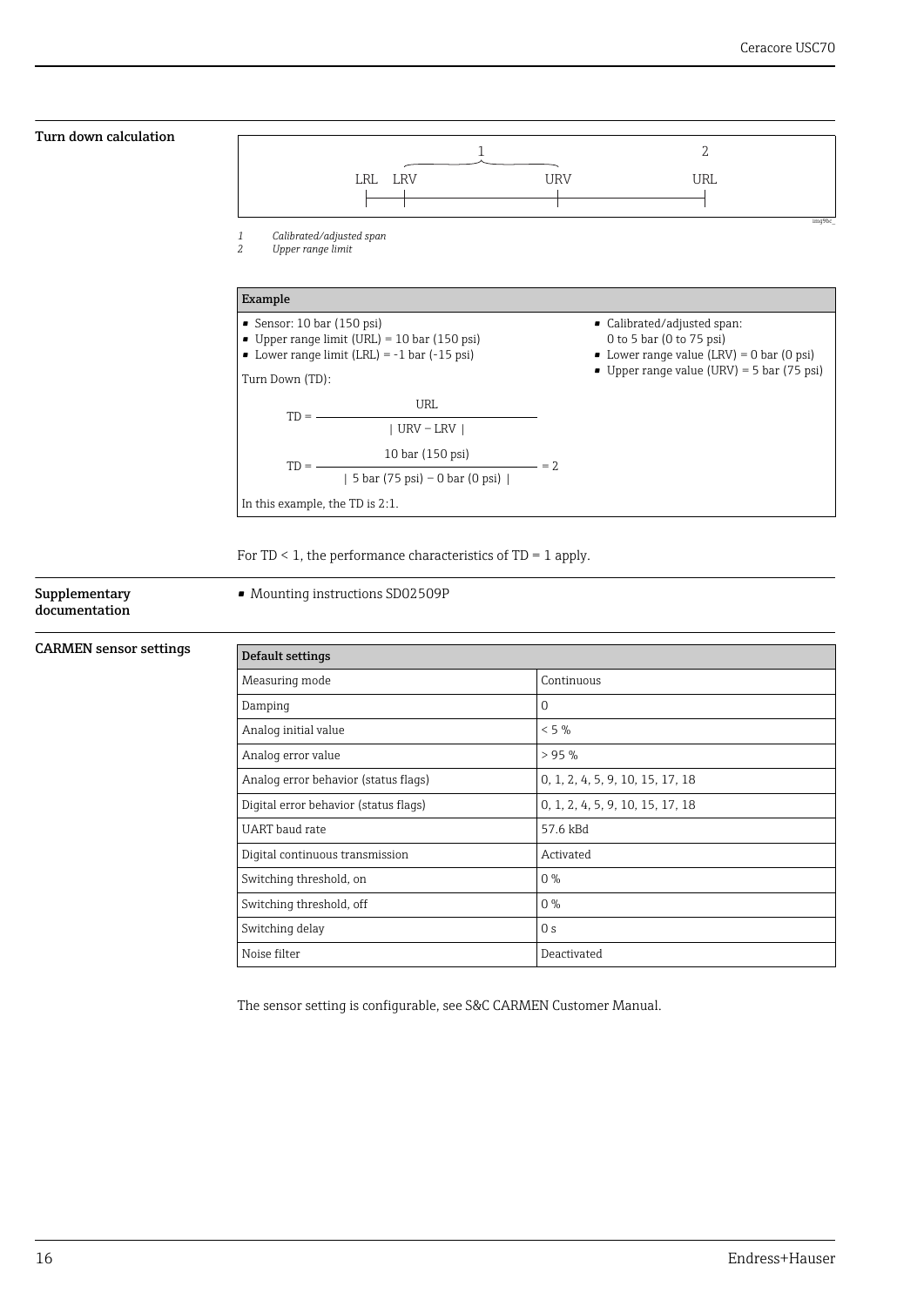## Turn down calculation

LRL LRV URV URL

*1 Calibrated/adjusted span*
*2 Upper range limit*

| Example |
|---|

- Sensor: 10 bar (150 psi)
- Upper range limit (URL) = 10 bar (150 psi)
- Lower range limit (LRL) = -1 bar (-15 psi)

- Calibrated/adjusted span: 0 to 5 bar (0 to 75 psi)
- Lower range value (LRV) = 0 bar (0 psi)
- Upper range value (URV) = 5 bar (75 psi)

Turn Down (TD):

$$TD = \frac{URL}{|URV - LRV|}$$

$$TD = \frac{10 \text{ bar } (150 \text{ psi})}{|5 \text{ bar } (75 \text{ psi}) - 0 \text{ bar } (0 \text{ psi})|} = 2$$

In this example, the TD is 2:1.

For TD < 1, the performance characteristics of TD = 1 apply.

## Supplementary documentation

- Mounting instructions SD02509P

## CARMEN sensor settings

| Default settings | |
|---|---|
| Measuring mode | Continuous |
| Damping | 0 |
| Analog initial value | < 5 % |
| Analog error value | > 95 % |
| Analog error behavior (status flags) | 0, 1, 2, 4, 5, 9, 10, 15, 17, 18 |
| Digital error behavior (status flags) | 0, 1, 2, 4, 5, 9, 10, 15, 17, 18 |
| UART baud rate | 57.6 kBd |
| Digital continuous transmission | Activated |
| Switching threshold, on | 0 % |
| Switching threshold, off | 0 % |
| Switching delay | 0 s |
| Noise filter | Deactivated |

The sensor setting is configurable, see S&C CARMEN Customer Manual.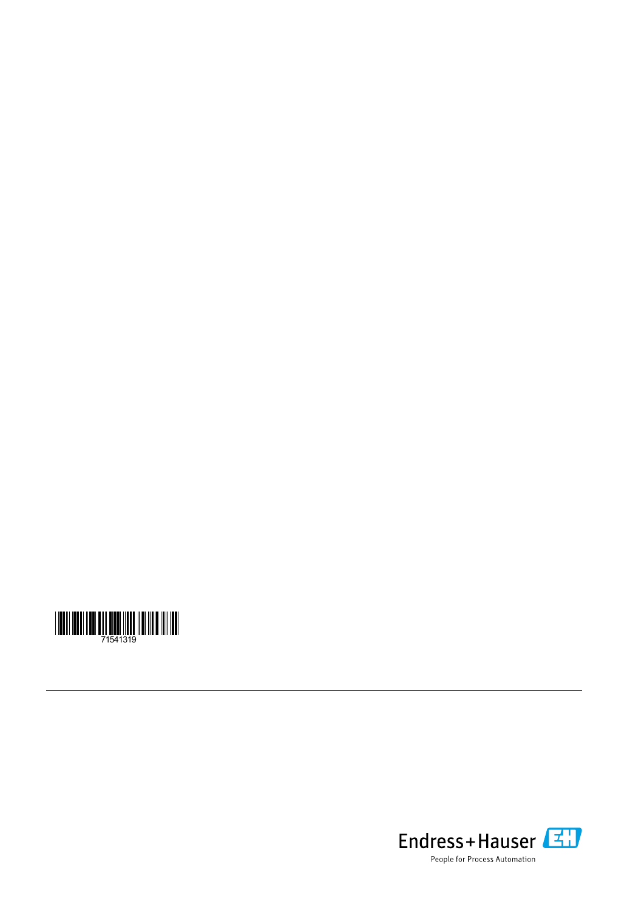71541319

Endress+Hauser

People for Process Automation